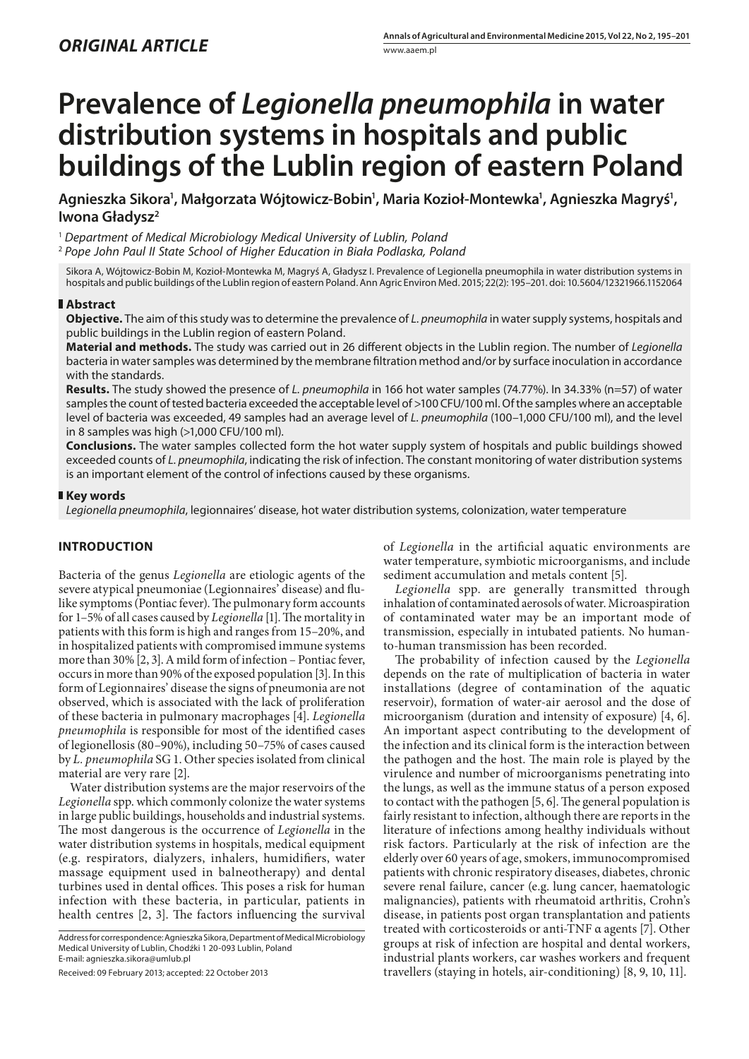*ORIGINAL ARTICLE*

# Prevalence of *Legionella pneumophila* in water distribution systems in hospitals and public buildings of the Lublin region of eastern Poland

**Agnieszka Sikora[1], Małgorzata Wójtowicz-Bobin[1], Maria Kozioł-Montewka[1], Agnieszka Magryś[1], Iwona Gładysz[2]**

[1] *Department of Medical Microbiology Medical University of Lublin, Poland*
[2] *Pope John Paul II State School of Higher Education in Biała Podlaska, Poland*

Sikora A, Wójtowicz-Bobin M, Kozioł-Montewka M, Magryś A, Gładysz I. Prevalence of Legionella pneumophila in water distribution systems in hospitals and public buildings of the Lublin region of eastern Poland. Ann Agric Environ Med. 2015; 22(2): 195–201. doi: 10.5604/12321966.1152064

## Abstract

**Objective.** The aim of this study was to determine the prevalence of *L. pneumophila* in water supply systems, hospitals and public buildings in the Lublin region of eastern Poland.

**Material and methods.** The study was carried out in 26 different objects in the Lublin region. The number of *Legionella* bacteria in water samples was determined by the membrane filtration method and/or by surface inoculation in accordance with the standards.

**Results.** The study showed the presence of *L. pneumophila* in 166 hot water samples (74.77%). In 34.33% (n=57) of water samples the count of tested bacteria exceeded the acceptable level of >100 CFU/100 ml. Of the samples where an acceptable level of bacteria was exceeded, 49 samples had an average level of *L. pneumophila* (100–1,000 CFU/100 ml), and the level in 8 samples was high (>1,000 CFU/100 ml).

**Conclusions.** The water samples collected form the hot water supply system of hospitals and public buildings showed exceeded counts of *L. pneumophila*, indicating the risk of infection. The constant monitoring of water distribution systems is an important element of the control of infections caused by these organisms.

## Key words

*Legionella pneumophila*, legionnaires' disease, hot water distribution systems, colonization, water temperature

## INTRODUCTION

Bacteria of the genus *Legionella* are etiologic agents of the severe atypical pneumoniae (Legionnaires' disease) and flu-like symptoms (Pontiac fever). The pulmonary form accounts for 1–5% of all cases caused by *Legionella* [1]. The mortality in patients with this form is high and ranges from 15–20%, and in hospitalized patients with compromised immune systems more than 30% [2, 3]. A mild form of infection – Pontiac fever, occurs in more than 90% of the exposed population [3]. In this form of Legionnaires' disease the signs of pneumonia are not observed, which is associated with the lack of proliferation of these bacteria in pulmonary macrophages [4]. *Legionella pneumophila* is responsible for most of the identified cases of legionellosis (80–90%), including 50–75% of cases caused by *L. pneumophila* SG 1. Other species isolated from clinical material are very rare [2].

Water distribution systems are the major reservoirs of the *Legionella* spp. which commonly colonize the water systems in large public buildings, households and industrial systems. The most dangerous is the occurrence of *Legionella* in the water distribution systems in hospitals, medical equipment (e.g. respirators, dialyzers, inhalers, humidifiers, water massage equipment used in balneotherapy) and dental turbines used in dental offices. This poses a risk for human infection with these bacteria, in particular, patients in health centres [2, 3]. The factors influencing the survival of *Legionella* in the artificial aquatic environments are water temperature, symbiotic microorganisms, and include sediment accumulation and metals content [5].

*Legionella* spp. are generally transmitted through inhalation of contaminated aerosols of water. Microaspiration of contaminated water may be an important mode of transmission, especially in intubated patients. No human-to-human transmission has been recorded.

The probability of infection caused by the *Legionella* depends on the rate of multiplication of bacteria in water installations (degree of contamination of the aquatic reservoir), formation of water-air aerosol and the dose of microorganism (duration and intensity of exposure) [4, 6]. An important aspect contributing to the development of the infection and its clinical form is the interaction between the pathogen and the host. The main role is played by the virulence and number of microorganisms penetrating into the lungs, as well as the immune status of a person exposed to contact with the pathogen [5, 6]. The general population is fairly resistant to infection, although there are reports in the literature of infections among healthy individuals without risk factors. Particularly at the risk of infection are the elderly over 60 years of age, smokers, immunocompromised patients with chronic respiratory diseases, diabetes, chronic severe renal failure, cancer (e.g. lung cancer, haematologic malignancies), patients with rheumatoid arthritis, Crohn's disease, in patients post organ transplantation and patients treated with corticosteroids or anti-TNF α agents [7]. Other groups at risk of infection are hospital and dental workers, industrial plants workers, car washes workers and frequent travellers (staying in hotels, air-conditioning) [8, 9, 10, 11].

Address for correspondence: Agnieszka Sikora, Department of Medical Microbiology Medical University of Lublin, Chodźki 1 20-093 Lublin, Poland
E-mail: agnieszka.sikora@umlub.pl

Received: 09 February 2013; accepted: 22 October 2013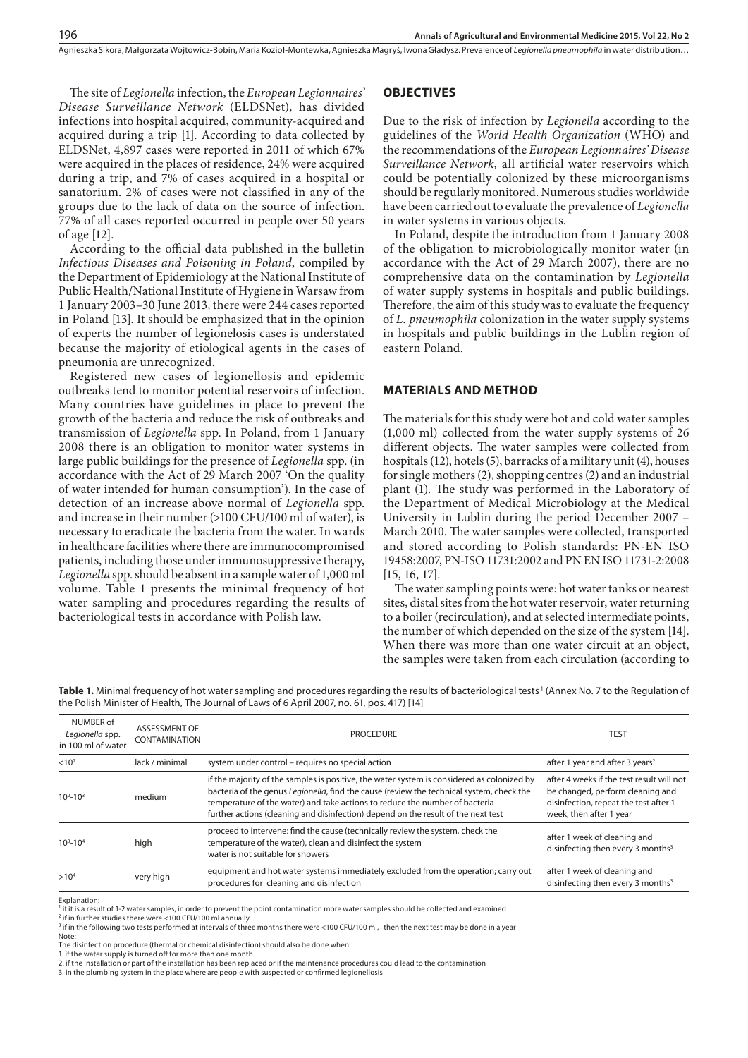The site of *Legionella* infection, the *European Legionnaires' Disease Surveillance Network* (ELDSNet), has divided infections into hospital acquired, community-acquired and acquired during a trip [1]. According to data collected by ELDSNet, 4,897 cases were reported in 2011 of which 67% were acquired in the places of residence, 24% were acquired during a trip, and 7% of cases acquired in a hospital or sanatorium. 2% of cases were not classified in any of the groups due to the lack of data on the source of infection. 77% of all cases reported occurred in people over 50 years of age [12].

According to the official data published in the bulletin *Infectious Diseases and Poisoning in Poland*, compiled by the Department of Epidemiology at the National Institute of Public Health/National Institute of Hygiene in Warsaw from 1 January 2003–30 June 2013, there were 244 cases reported in Poland [13]. It should be emphasized that in the opinion of experts the number of legionelosis cases is understated because the majority of etiological agents in the cases of pneumonia are unrecognized.

Registered new cases of legionellosis and epidemic outbreaks tend to monitor potential reservoirs of infection. Many countries have guidelines in place to prevent the growth of the bacteria and reduce the risk of outbreaks and transmission of *Legionella* spp. In Poland, from 1 January 2008 there is an obligation to monitor water systems in large public buildings for the presence of *Legionella* spp. (in accordance with the Act of 29 March 2007 'On the quality of water intended for human consumption'). In the case of detection of an increase above normal of *Legionella* spp. and increase in their number (>100 CFU/100 ml of water), is necessary to eradicate the bacteria from the water. In wards in healthcare facilities where there are immunocompromised patients, including those under immunosuppressive therapy, *Legionella* spp. should be absent in a sample water of 1,000 ml volume. Table 1 presents the minimal frequency of hot water sampling and procedures regarding the results of bacteriological tests in accordance with Polish law.

## OBJECTIVES

Due to the risk of infection by *Legionella* according to the guidelines of the *World Health Organization* (WHO) and the recommendations of the *European Legionnaires' Disease Surveillance Network,* all artificial water reservoirs which could be potentially colonized by these microorganisms should be regularly monitored. Numerous studies worldwide have been carried out to evaluate the prevalence of *Legionella* in water systems in various objects.

In Poland, despite the introduction from 1 January 2008 of the obligation to microbiologically monitor water (in accordance with the Act of 29 March 2007), there are no comprehensive data on the contamination by *Legionella* of water supply systems in hospitals and public buildings. Therefore, the aim of this study was to evaluate the frequency of *L. pneumophila* colonization in the water supply systems in hospitals and public buildings in the Lublin region of eastern Poland.

## MATERIALS AND METHOD

The materials for this study were hot and cold water samples (1,000 ml) collected from the water supply systems of 26 different objects. The water samples were collected from hospitals (12), hotels (5), barracks of a military unit (4), houses for single mothers (2), shopping centres (2) and an industrial plant (1). The study was performed in the Laboratory of the Department of Medical Microbiology at the Medical University in Lublin during the period December 2007 – March 2010. The water samples were collected, transported and stored according to Polish standards: PN-EN ISO 19458:2007, PN-ISO 11731:2002 and PN EN ISO 11731-2:2008 [15, 16, 17].

The water sampling points were: hot water tanks or nearest sites, distal sites from the hot water reservoir, water returning to a boiler (recirculation), and at selected intermediate points, the number of which depended on the size of the system [14]. When there was more than one water circuit at an object, the samples were taken from each circulation (according to

**Table 1.** Minimal frequency of hot water sampling and procedures regarding the results of bacteriological tests [1] (Annex No. 7 to the Regulation of the Polish Minister of Health, The Journal of Laws of 6 April 2007, no. 61, pos. 417) [14]

| NUMBER of *Legionella* spp. in 100 ml of water | ASSESSMENT OF CONTAMINATION | PROCEDURE | TEST |
|---|---|---|---|
| $<10^2$ | lack / minimal | system under control – requires no special action | after 1 year and after 3 years[2] |
| $10^2$-$10^3$ | medium | if the majority of the samples is positive, the water system is considered as colonized by bacteria of the genus *Legionella*, find the cause (review the technical system, check the temperature of the water) and take actions to reduce the number of bacteria further actions (cleaning and disinfection) depend on the result of the next test | after 4 weeks if the test result will not be changed, perform cleaning and disinfection, repeat the test after 1 week, then after 1 year |
| $10^3$-$10^4$ | high | proceed to intervene: find the cause (technically review the system, check the temperature of the water), clean and disinfect the system water is not suitable for showers | after 1 week of cleaning and disinfecting then every 3 months[3] |
| $>10^4$ | very high | equipment and hot water systems immediately excluded from the operation; carry out procedures for cleaning and disinfection | after 1 week of cleaning and disinfecting then every 3 months[3] |

Explanation:
[1] if it is a result of 1-2 water samples, in order to prevent the point contamination more water samples should be collected and examined
[2] if in further studies there were <100 CFU/100 ml annually
[3] if in the following two tests performed at intervals of three months there were <100 CFU/100 ml, then the next test may be done in a year
Note:
The disinfection procedure (thermal or chemical disinfection) should also be done when:
1. if the water supply is turned off for more than one month
2. if the installation or part of the installation has been replaced or if the maintenance procedures could lead to the contamination
3. in the plumbing system in the place where are people with suspected or confirmed legionellosis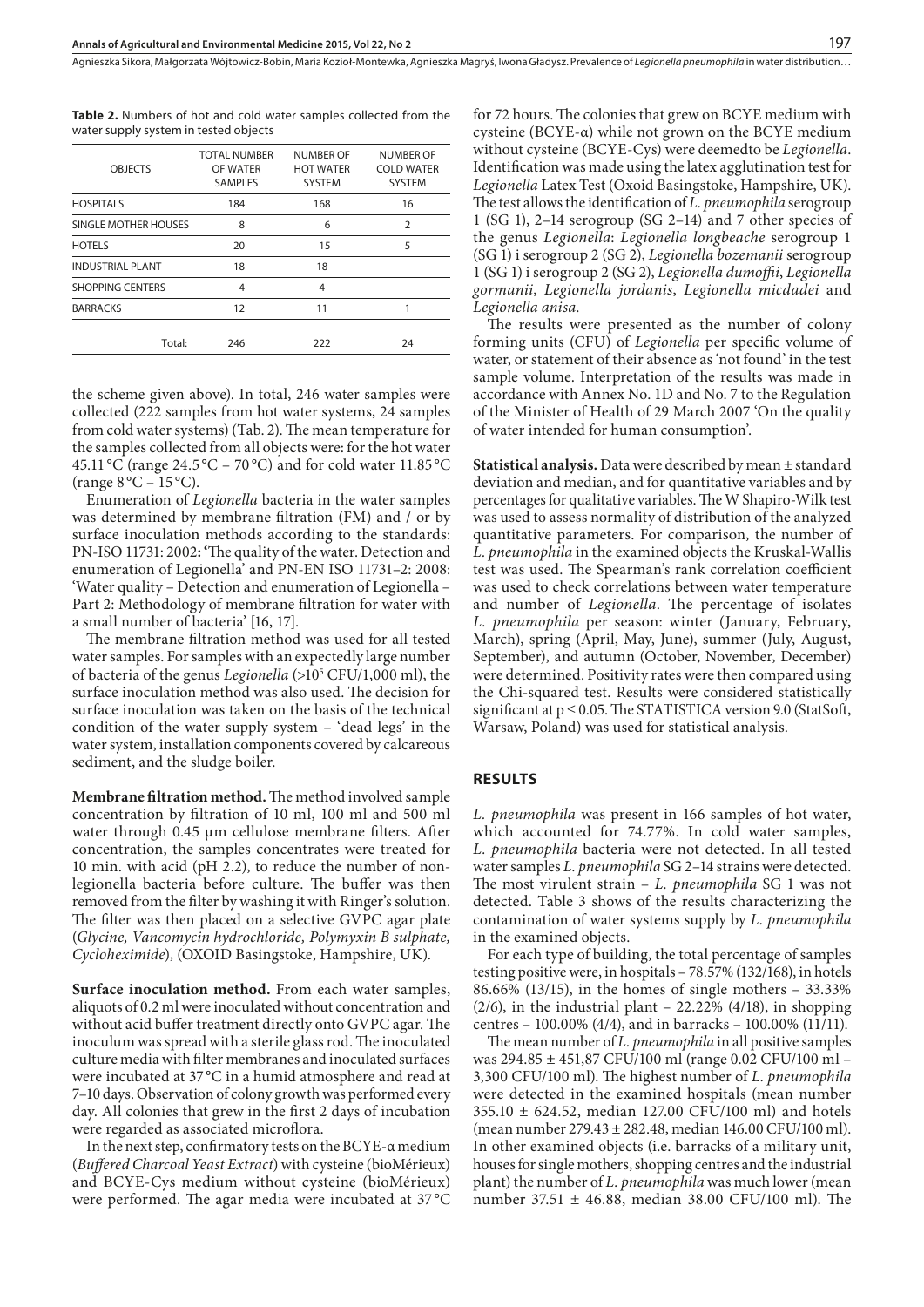**Table 2.** Numbers of hot and cold water samples collected from the water supply system in tested objects

| OBJECTS | TOTAL NUMBER OF WATER SAMPLES | NUMBER OF HOT WATER SYSTEM | NUMBER OF COLD WATER SYSTEM |
|---|---|---|---|
| HOSPITALS | 184 | 168 | 16 |
| SINGLE MOTHER HOUSES | 8 | 6 | 2 |
| HOTELS | 20 | 15 | 5 |
| INDUSTRIAL PLANT | 18 | 18 | - |
| SHOPPING CENTERS | 4 | 4 | - |
| BARRACKS | 12 | 11 | 1 |
| Total: | 246 | 222 | 24 |

the scheme given above). In total, 246 water samples were collected (222 samples from hot water systems, 24 samples from cold water systems) (Tab. 2). The mean temperature for the samples collected from all objects were: for the hot water 45.11 °C (range 24.5 °C – 70 °C) and for cold water 11.85 °C (range 8 °C – 15 °C).

Enumeration of *Legionella* bacteria in the water samples was determined by membrane filtration (FM) and / or by surface inoculation methods according to the standards: PN-ISO 11731: 2002**:** 'The quality of the water. Detection and enumeration of Legionella' and PN-EN ISO 11731–2: 2008: 'Water quality – Detection and enumeration of Legionella – Part 2: Methodology of membrane filtration for water with a small number of bacteria' [16, 17].

The membrane filtration method was used for all tested water samples. For samples with an expectedly large number of bacteria of the genus *Legionella* (>$10^5$ CFU/1,000 ml), the surface inoculation method was also used. The decision for surface inoculation was taken on the basis of the technical condition of the water supply system – 'dead legs' in the water system, installation components covered by calcareous sediment, and the sludge boiler.

**Membrane filtration method.** The method involved sample concentration by filtration of 10 ml, 100 ml and 500 ml water through 0.45 µm cellulose membrane filters. After concentration, the samples concentrates were treated for 10 min. with acid (pH 2.2), to reduce the number of non-legionella bacteria before culture. The buffer was then removed from the filter by washing it with Ringer's solution. The filter was then placed on a selective GVPC agar plate (*Glycine, Vancomycin hydrochloride, Polymyxin B sulphate, Cycloheximide*), (OXOID Basingstoke, Hampshire, UK).

**Surface inoculation method.** From each water samples, aliquots of 0.2 ml were inoculated without concentration and without acid buffer treatment directly onto GVPC agar. The inoculum was spread with a sterile glass rod. The inoculated culture media with filter membranes and inoculated surfaces were incubated at 37 °C in a humid atmosphere and read at 7–10 days. Observation of colony growth was performed every day. All colonies that grew in the first 2 days of incubation were regarded as associated microflora.

In the next step, confirmatory tests on the BCYE-α medium (*Buffered Charcoal Yeast Extract*) with cysteine (bioMérieux) and BCYE-Cys medium without cysteine (bioMérieux) were performed. The agar media were incubated at 37 °C for 72 hours. The colonies that grew on BCYE medium with cysteine (BCYE-α) while not grown on the BCYE medium without cysteine (BCYE-Cys) were deemedto be *Legionella*. Identification was made using the latex agglutination test for *Legionella* Latex Test (Oxoid Basingstoke, Hampshire, UK). The test allows the identification of *L. pneumophila* serogroup 1 (SG 1), 2–14 serogroup (SG 2–14) and 7 other species of the genus *Legionella*: *Legionella longbeache* serogroup 1 (SG 1) i serogroup 2 (SG 2), *Legionella bozemanii* serogroup 1 (SG 1) i serogroup 2 (SG 2), *Legionella dumoffii*, *Legionella gormanii*, *Legionella jordanis*, *Legionella micdadei* and *Legionella anisa*.

The results were presented as the number of colony forming units (CFU) of *Legionella* per specific volume of water, or statement of their absence as 'not found' in the test sample volume. Interpretation of the results was made in accordance with Annex No. 1D and No. 7 to the Regulation of the Minister of Health of 29 March 2007 'On the quality of water intended for human consumption'.

**Statistical analysis.** Data were described by mean ± standard deviation and median, and for quantitative variables and by percentages for qualitative variables. The W Shapiro-Wilk test was used to assess normality of distribution of the analyzed quantitative parameters. For comparison, the number of *L. pneumophila* in the examined objects the Kruskal-Wallis test was used. The Spearman's rank correlation coefficient was used to check correlations between water temperature and number of *Legionella*. The percentage of isolates *L. pneumophila* per season: winter (January, February, March), spring (April, May, June), summer (July, August, September), and autumn (October, November, December) were determined. Positivity rates were then compared using the Chi-squared test. Results were considered statistically significant at $p \leq 0.05$. The STATISTICA version 9.0 (StatSoft, Warsaw, Poland) was used for statistical analysis.

## RESULTS

*L. pneumophila* was present in 166 samples of hot water, which accounted for 74.77%. In cold water samples, *L. pneumophila* bacteria were not detected. In all tested water samples *L. pneumophila* SG 2–14 strains were detected. The most virulent strain – *L. pneumophila* SG 1 was not detected. Table 3 shows of the results characterizing the contamination of water systems supply by *L. pneumophila* in the examined objects.

For each type of building, the total percentage of samples testing positive were, in hospitals – 78.57% (132/168), in hotels 86.66% (13/15), in the homes of single mothers – 33.33% (2/6), in the industrial plant – 22.22% (4/18), in shopping centres – 100.00% (4/4), and in barracks – 100.00% (11/11).

The mean number of *L. pneumophila* in all positive samples was 294.85 ± 451,87 CFU/100 ml (range 0.02 CFU/100 ml – 3,300 CFU/100 ml). The highest number of *L. pneumophila* were detected in the examined hospitals (mean number 355.10 ± 624.52, median 127.00 CFU/100 ml) and hotels (mean number 279.43 ± 282.48, median 146.00 CFU/100 ml). In other examined objects (i.e. barracks of a military unit, houses for single mothers, shopping centres and the industrial plant) the number of *L. pneumophila* was much lower (mean number 37.51 ± 46.88, median 38.00 CFU/100 ml). The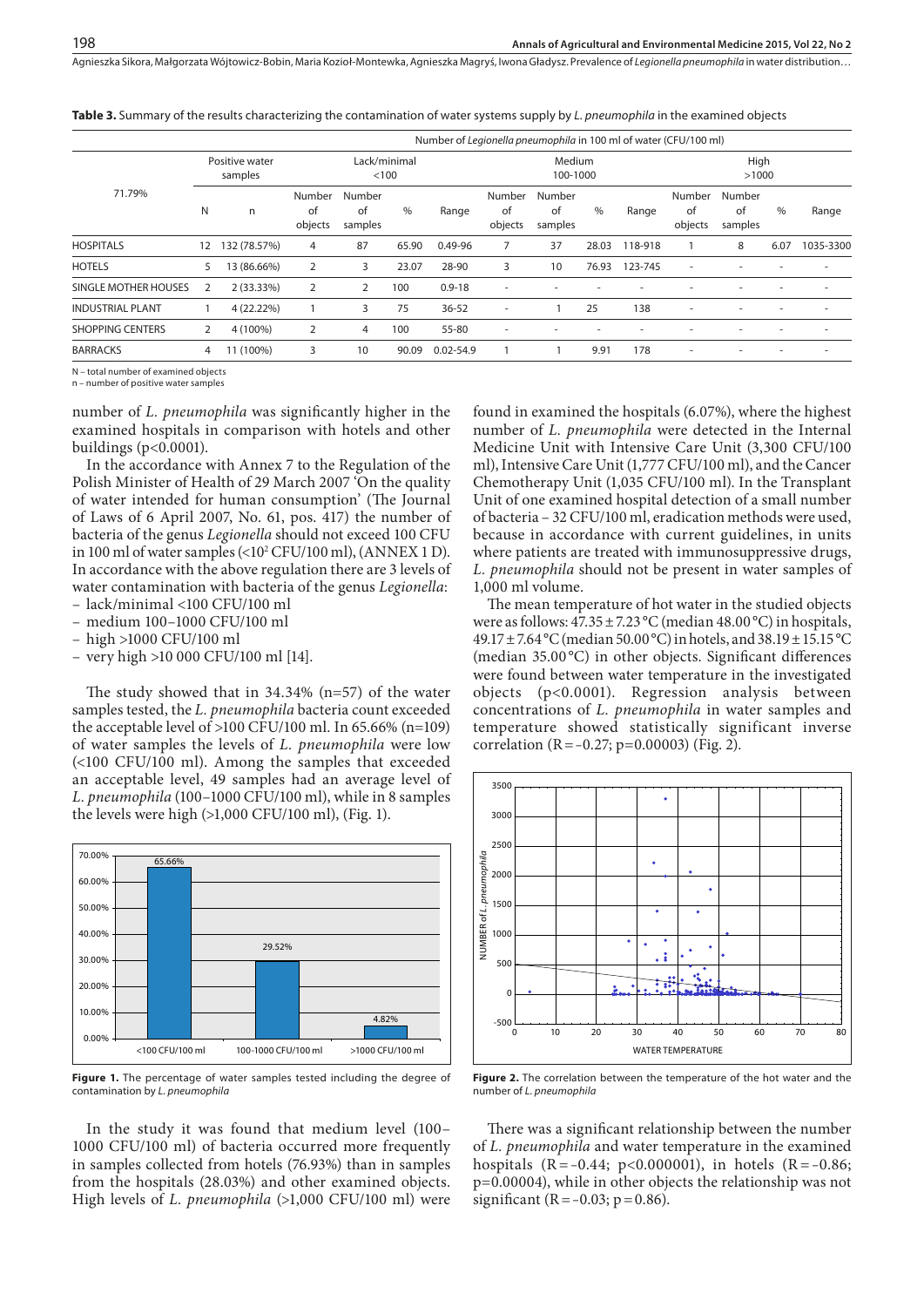**Table 3.** Summary of the results characterizing the contamination of water systems supply by *L. pneumophila* in the examined objects

| 71.79% | Positive water samples | | Number of *Legionella pneumophila* in 100 ml of water (CFU/100 ml) | | | | | | | | | | | |
|---|---|---|---|---|---|---|---|---|---|---|---|---|---|---|
| | | | Lack/minimal <100 | | | | Medium 100-1000 | | | | High >1000 | | | |
| | N | n | Number of objects | Number of samples | % | Range | Number of objects | Number of samples | % | Range | Number of objects | Number of samples | % | Range |
| HOSPITALS | 12 | 132 (78.57%) | 4 | 87 | 65.90 | 0.49-96 | 7 | 37 | 28.03 | 118-918 | 1 | 8 | 6.07 | 1035-3300 |
| HOTELS | 5 | 13 (86.66%) | 2 | 3 | 23.07 | 28-90 | 3 | 10 | 76.93 | 123-745 | - | - | - | - |
| SINGLE MOTHER HOUSES | 2 | 2 (33.33%) | 2 | 2 | 100 | 0.9-18 | - | - | - | - | - | - | - | - |
| INDUSTRIAL PLANT | 1 | 4 (22.22%) | 1 | 3 | 75 | 36-52 | - | 1 | 25 | 138 | - | - | - | - |
| SHOPPING CENTERS | 2 | 4 (100%) | 2 | 4 | 100 | 55-80 | - | - | - | - | - | - | - | - |
| BARRACKS | 4 | 11 (100%) | 3 | 10 | 90.09 | 0.02-54.9 | 1 | 1 | 9.91 | 178 | - | - | - | - |

N – total number of examined objects
n – number of positive water samples

number of *L. pneumophila* was significantly higher in the examined hospitals in comparison with hotels and other buildings ($p<0.0001$).

In the accordance with Annex 7 to the Regulation of the Polish Minister of Health of 29 March 2007 'On the quality of water intended for human consumption' (The Journal of Laws of 6 April 2007, No. 61, pos. 417) the number of bacteria of the genus *Legionella* should not exceed 100 CFU in 100 ml of water samples ($<10^2$ CFU/100 ml), (ANNEX 1 D). In accordance with the above regulation there are 3 levels of water contamination with bacteria of the genus *Legionella*:

- lack/minimal <100 CFU/100 ml
- medium 100–1000 CFU/100 ml
- high >1000 CFU/100 ml
- very high >10 000 CFU/100 ml [14].

The study showed that in 34.34% (n=57) of the water samples tested, the *L. pneumophila* bacteria count exceeded the acceptable level of >100 CFU/100 ml. In 65.66% (n=109) of water samples the levels of *L. pneumophila* were low (<100 CFU/100 ml). Among the samples that exceeded an acceptable level, 49 samples had an average level of *L. pneumophila* (100–1000 CFU/100 ml), while in 8 samples the levels were high (>1,000 CFU/100 ml), (Fig. 1).

**Figure 1.** The percentage of water samples tested including the degree of contamination by *L. pneumophila*

In the study it was found that medium level (100–1000 CFU/100 ml) of bacteria occurred more frequently in samples collected from hotels (76.93%) than in samples from the hospitals (28.03%) and other examined objects. High levels of *L. pneumophila* (>1,000 CFU/100 ml) were found in examined the hospitals (6.07%), where the highest number of *L. pneumophila* were detected in the Internal Medicine Unit with Intensive Care Unit (3,300 CFU/100 ml), Intensive Care Unit (1,777 CFU/100 ml), and the Cancer Chemotherapy Unit (1,035 CFU/100 ml). In the Transplant Unit of one examined hospital detection of a small number of bacteria – 32 CFU/100 ml, eradication methods were used, because in accordance with current guidelines, in units where patients are treated with immunosuppressive drugs, *L. pneumophila* should not be present in water samples of 1,000 ml volume.

The mean temperature of hot water in the studied objects were as follows: 47.35 ± 7.23 °C (median 48.00 °C) in hospitals, 49.17 ± 7.64 °C (median 50.00 °C) in hotels, and 38.19 ± 15.15 °C (median 35.00 °C) in other objects. Significant differences were found between water temperature in the investigated objects ($p<0.0001$). Regression analysis between concentrations of *L. pneumophila* in water samples and temperature showed statistically significant inverse correlation ($R = -0.27$; $p=0.00003$) (Fig. 2).

**Figure 2.** The correlation between the temperature of the hot water and the number of *L. pneumophila*

There was a significant relationship between the number of *L. pneumophila* and water temperature in the examined hospitals ($R = -0.44$; $p<0.000001$), in hotels ($R = -0.86$; $p=0.00004$), while in other objects the relationship was not significant ($R = -0.03$; $p = 0.86$).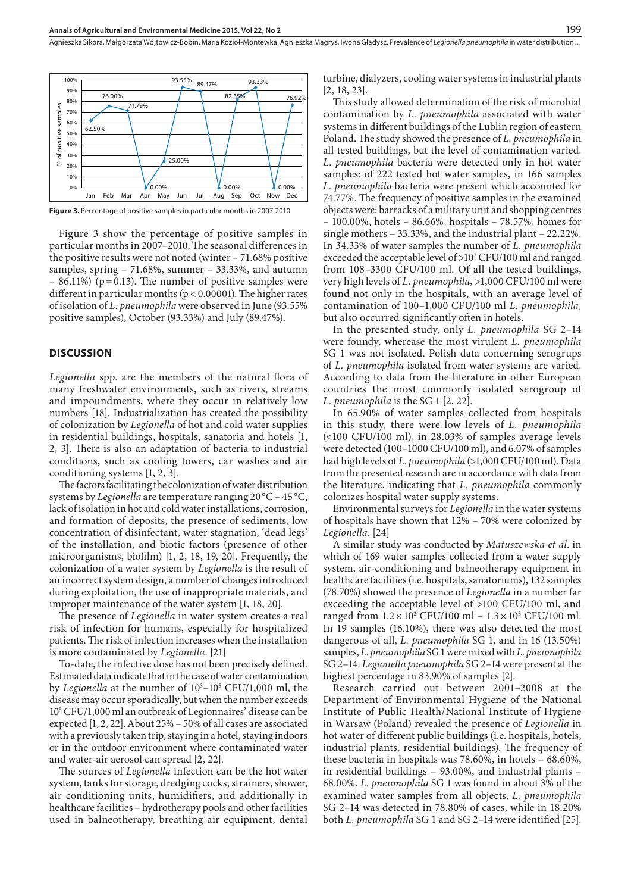Figure 3. Percentage of positive samples in particular months in 2007-2010

Figure 3 show the percentage of positive samples in particular months in 2007–2010. The seasonal differences in the positive results were not noted (winter – 71.68% positive samples, spring – 71.68%, summer – 33.33%, and autumn – 86.11%) (p = 0.13). The number of positive samples were different in particular months (p < 0.00001). The higher rates of isolation of *L. pneumophila* were observed in June (93.55% positive samples), October (93.33%) and July (89.47%).

## DISCUSSION

*Legionella* spp. are the members of the natural flora of many freshwater environments, such as rivers, streams and impoundments, where they occur in relatively low numbers [18]. Industrialization has created the possibility of colonization by *Legionella* of hot and cold water supplies in residential buildings, hospitals, sanatoria and hotels [1, 2, 3]. There is also an adaptation of bacteria to industrial conditions, such as cooling towers, car washes and air conditioning systems [1, 2, 3].

The factors facilitating the colonization of water distribution systems by *Legionella* are temperature ranging 20 °C – 45 °C, lack of isolation in hot and cold water installations, corrosion, and formation of deposits, the presence of sediments, low concentration of disinfectant, water stagnation, 'dead legs' of the installation, and biotic factors (presence of other microorganisms, biofilm) [1, 2, 18, 19, 20]. Frequently, the colonization of a water system by *Legionella* is the result of an incorrect system design, a number of changes introduced during exploitation, the use of inappropriate materials, and improper maintenance of the water system [1, 18, 20].

The presence of *Legionella* in water system creates a real risk of infection for humans, especially for hospitalized patients. The risk of infection increases when the installation is more contaminated by *Legionella*. [21]

To-date, the infective dose has not been precisely defined. Estimated data indicate that in the case of water contamination by *Legionella* at the number of $10^3$–$10^5$ CFU/1,000 ml, the disease may occur sporadically, but when the number exceeds $10^5$ CFU/1,000 ml an outbreak of Legionnaires' disease can be expected [1, 2, 22]. About 25% – 50% of all cases are associated with a previously taken trip, staying in a hotel, staying indoors or in the outdoor environment where contaminated water and water-air aerosol can spread [2, 22].

The sources of *Legionella* infection can be the hot water system, tanks for storage, dredging cocks, strainers, shower, air conditioning units, humidifiers, and additionally in healthcare facilities – hydrotherapy pools and other facilities used in balneotherapy, breathing air equipment, dental turbine, dialyzers, cooling water systems in industrial plants [2, 18, 23].

This study allowed determination of the risk of microbial contamination by *L. pneumophila* associated with water systems in different buildings of the Lublin region of eastern Poland. The study showed the presence of *L. pneumophila* in all tested buildings, but the level of contamination varied. *L. pneumophila* bacteria were detected only in hot water samples: of 222 tested hot water samples, in 166 samples *L. pneumophila* bacteria were present which accounted for 74.77%. The frequency of positive samples in the examined objects were: barracks of a military unit and shopping centres – 100.00%, hotels – 86.66%, hospitals – 78.57%, homes for single mothers – 33.33%, and the industrial plant – 22.22%. In 34.33% of water samples the number of *L. pneumophila* exceeded the acceptable level of >$10^2$ CFU/100 ml and ranged from 108–3300 CFU/100 ml. Of all the tested buildings, very high levels of *L. pneumophila,* >1,000 CFU/100 ml were found not only in the hospitals, with an average level of contamination of 100–1,000 CFU/100 ml *L. pneumophila,* but also occurred significantly often in hotels.

In the presented study, only *L. pneumophila* SG 2–14 were foundy, wherease the most virulent *L. pneumophila* SG 1 was not isolated. Polish data concerning serogrups of *L. pneumophila* isolated from water systems are varied. According to data from the literature in other European countries the most commonly isolated serogroup of *L. pneumophila* is the SG 1 [2, 22].

In 65.90% of water samples collected from hospitals in this study, there were low levels of *L. pneumophila* (<100 CFU/100 ml), in 28.03% of samples average levels were detected (100–1000 CFU/100 ml), and 6.07% of samples had high levels of *L. pneumophila* (>1,000 CFU/100 ml). Data from the presented research are in accordance with data from the literature, indicating that *L. pneumophila* commonly colonizes hospital water supply systems.

Environmental surveys for *Legionella* in the water systems of hospitals have shown that 12% – 70% were colonized by *Legionella*. [24]

A similar study was conducted by *Matuszewska et al*. in which of 169 water samples collected from a water supply system, air-conditioning and balneotherapy equipment in healthcare facilities (i.e. hospitals, sanatoriums), 132 samples (78.70%) showed the presence of *Legionella* in a number far exceeding the acceptable level of >100 CFU/100 ml, and ranged from $1.2 \times 10^2$ CFU/100 ml – $1.3 \times 10^5$ CFU/100 ml. In 19 samples (16.10%), there was also detected the most dangerous of all, *L. pneumophila* SG 1, and in 16 (13.50%) samples, *L. pneumophila* SG 1 were mixed with *L. pneumophila* SG 2–14. *Legionella pneumophila* SG 2–14 were present at the highest percentage in 83.90% of samples [2].

Research carried out between 2001–2008 at the Department of Environmental Hygiene of the National Institute of Public Health/National Institute of Hygiene in Warsaw (Poland) revealed the presence of *Legionella* in hot water of different public buildings (i.e. hospitals, hotels, industrial plants, residential buildings). The frequency of these bacteria in hospitals was 78.60%, in hotels – 68.60%, in residential buildings – 93.00%, and industrial plants – 68.00%. *L. pneumophila* SG 1 was found in about 3% of the examined water samples from all objects. *L. pneumophila* SG 2–14 was detected in 78.80% of cases, while in 18.20% both *L. pneumophila* SG 1 and SG 2–14 were identified [25].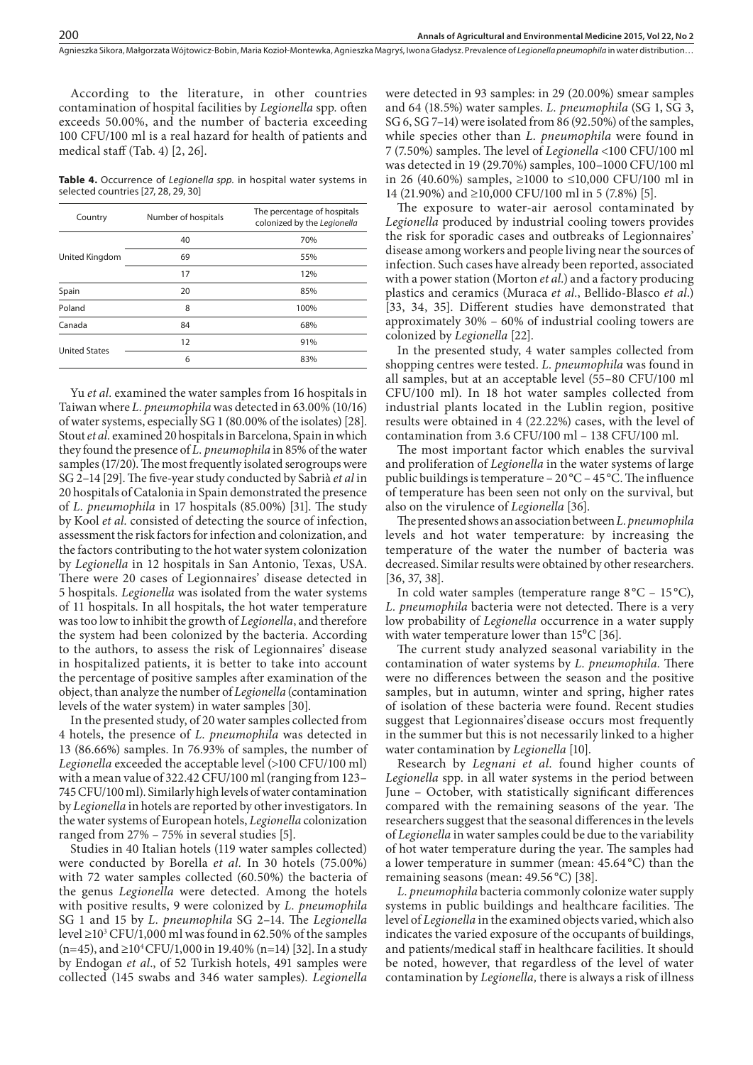According to the literature, in other countries contamination of hospital facilities by *Legionella* spp. often exceeds 50.00%, and the number of bacteria exceeding 100 CFU/100 ml is a real hazard for health of patients and medical staff (Tab. 4) [2, 26].

**Table 4.** Occurrence of *Legionella spp.* in hospital water systems in selected countries [27, 28, 29, 30]

| Country | Number of hospitals | The percentage of hospitals colonized by the *Legionella* |
|---|---|---|
| United Kingdom | 40 | 70% |
| | 69 | 55% |
| | 17 | 12% |
| Spain | 20 | 85% |
| Poland | 8 | 100% |
| Canada | 84 | 68% |
| United States | 12 | 91% |
| | 6 | 83% |

Yu *et al.* examined the water samples from 16 hospitals in Taiwan where *L. pneumophila* was detected in 63.00% (10/16) of water systems, especially SG 1 (80.00% of the isolates) [28]. Stout *et al.* examined 20 hospitals in Barcelona, Spain in which they found the presence of *L. pneumophila* in 85% of the water samples (17/20). The most frequently isolated serogroups were SG 2–14 [29]. The five-year study conducted by Sabrià *et al* in 20 hospitals of Catalonia in Spain demonstrated the presence of *L. pneumophila* in 17 hospitals (85.00%) [31]. The study by Kool *et al.* consisted of detecting the source of infection, assessment the risk factors for infection and colonization, and the factors contributing to the hot water system colonization by *Legionella* in 12 hospitals in San Antonio, Texas, USA. There were 20 cases of Legionnaires' disease detected in 5 hospitals. *Legionella* was isolated from the water systems of 11 hospitals. In all hospitals, the hot water temperature was too low to inhibit the growth of *Legionella*, and therefore the system had been colonized by the bacteria. According to the authors, to assess the risk of Legionnaires' disease in hospitalized patients, it is better to take into account the percentage of positive samples after examination of the object, than analyze the number of *Legionella* (contamination levels of the water system) in water samples [30].

In the presented study, of 20 water samples collected from 4 hotels, the presence of *L. pneumophila* was detected in 13 (86.66%) samples. In 76.93% of samples, the number of *Legionella* exceeded the acceptable level (>100 CFU/100 ml) with a mean value of 322.42 CFU/100 ml (ranging from 123–745 CFU/100 ml). Similarly high levels of water contamination by *Legionella* in hotels are reported by other investigators. In the water systems of European hotels, *Legionella* colonization ranged from 27% – 75% in several studies [5].

Studies in 40 Italian hotels (119 water samples collected) were conducted by Borella *et al.* In 30 hotels (75.00%) with 72 water samples collected (60.50%) the bacteria of the genus *Legionella* were detected. Among the hotels with positive results, 9 were colonized by *L. pneumophila* SG 1 and 15 by *L. pneumophila* SG 2–14. The *Legionella* level ≥$10^3$ CFU/1,000 ml was found in 62.50% of the samples (n=45), and ≥$10^4$ CFU/1,000 in 19.40% (n=14) [32]. In a study by Endogan *et al*., of 52 Turkish hotels, 491 samples were collected (145 swabs and 346 water samples). *Legionella* were detected in 93 samples: in 29 (20.00%) smear samples and 64 (18.5%) water samples. *L. pneumophila* (SG 1, SG 3, SG 6, SG 7–14) were isolated from 86 (92.50%) of the samples, while species other than *L. pneumophila* were found in 7 (7.50%) samples. The level of *Legionella* <100 CFU/100 ml was detected in 19 (29.70%) samples, 100–1000 CFU/100 ml in 26 (40.60%) samples, ≥1000 to ≤10,000 CFU/100 ml in 14 (21.90%) and ≥10,000 CFU/100 ml in 5 (7.8%) [5].

The exposure to water-air aerosol contaminated by *Legionella* produced by industrial cooling towers provides the risk for sporadic cases and outbreaks of Legionnaires' disease among workers and people living near the sources of infection. Such cases have already been reported, associated with a power station (Morton *et al*.) and a factory producing plastics and ceramics (Muraca *et al*., Bellido-Blasco *et al*.) [33, 34, 35]. Different studies have demonstrated that approximately 30% – 60% of industrial cooling towers are colonized by *Legionella* [22].

In the presented study, 4 water samples collected from shopping centres were tested. *L. pneumophila* was found in all samples, but at an acceptable level (55–80 CFU/100 ml CFU/100 ml). In 18 hot water samples collected from industrial plants located in the Lublin region, positive results were obtained in 4 (22.22%) cases, with the level of contamination from 3.6 CFU/100 ml – 138 CFU/100 ml.

The most important factor which enables the survival and proliferation of *Legionella* in the water systems of large public buildings is temperature – 20 °C – 45 °C. The influence of temperature has been seen not only on the survival, but also on the virulence of *Legionella* [36].

The presented shows an association between *L. pneumophila* levels and hot water temperature: by increasing the temperature of the water the number of bacteria was decreased. Similar results were obtained by other researchers. [36, 37, 38].

In cold water samples (temperature range 8 °C – 15 °C), *L. pneumophila* bacteria were not detected. There is a very low probability of *Legionella* occurrence in a water supply with water temperature lower than 15°C [36].

The current study analyzed seasonal variability in the contamination of water systems by *L. pneumophila.* There were no differences between the season and the positive samples, but in autumn, winter and spring, higher rates of isolation of these bacteria were found. Recent studies suggest that Legionnaires' disease occurs most frequently in the summer but this is not necessarily linked to a higher water contamination by *Legionella* [10].

Research by *Legnani et al.* found higher counts of *Legionella* spp. in all water systems in the period between June – October, with statistically significant differences compared with the remaining seasons of the year. The researchers suggest that the seasonal differences in the levels of *Legionella* in water samples could be due to the variability of hot water temperature during the year. The samples had a lower temperature in summer (mean: 45.64 °C) than the remaining seasons (mean: 49.56 °C) [38].

*L. pneumophila* bacteria commonly colonize water supply systems in public buildings and healthcare facilities. The level of *Legionella* in the examined objects varied, which also indicates the varied exposure of the occupants of buildings, and patients/medical staff in healthcare facilities. It should be noted, however, that regardless of the level of water contamination by *Legionella,* there is always a risk of illness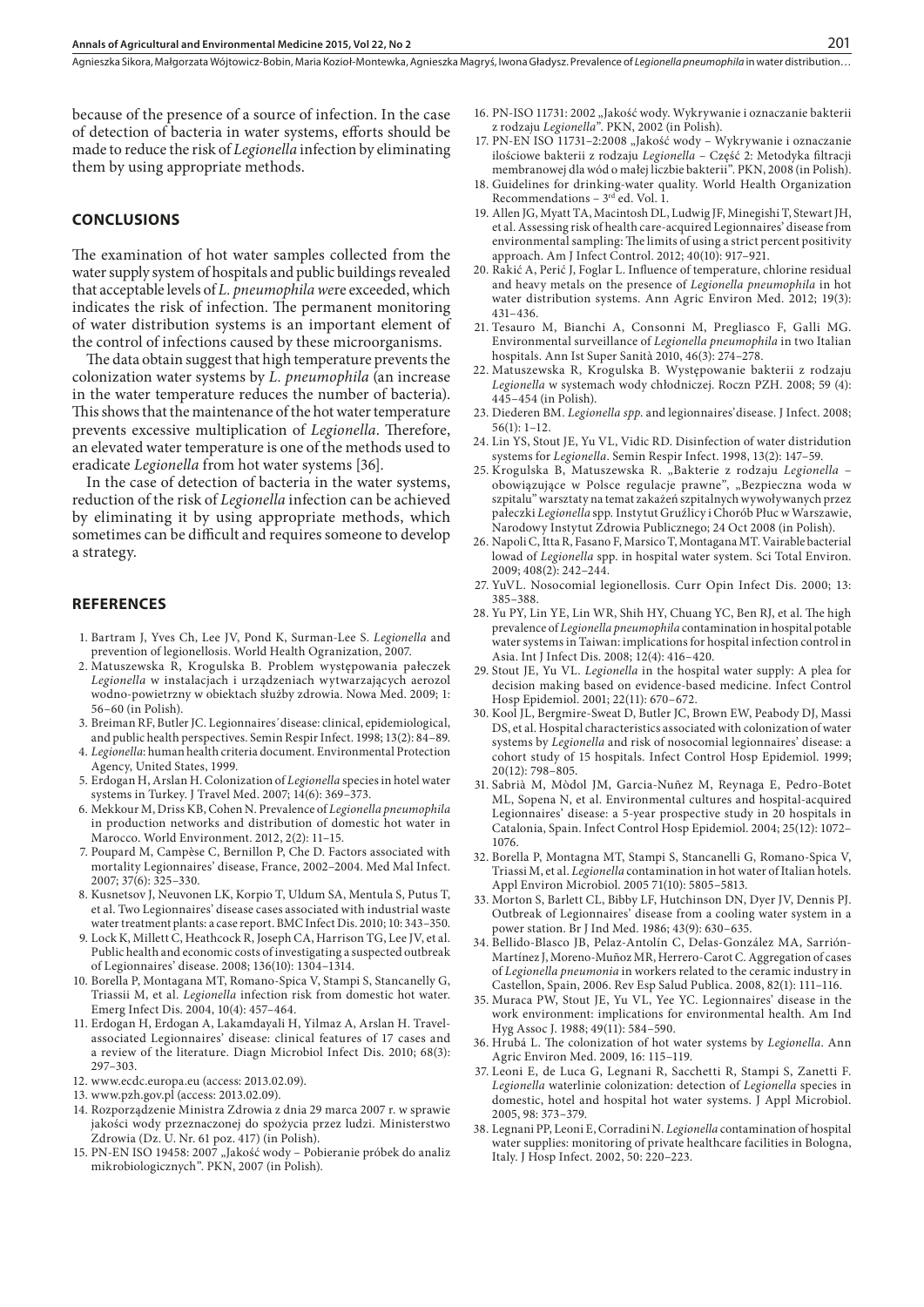because of the presence of a source of infection. In the case of detection of bacteria in water systems, efforts should be made to reduce the risk of *Legionella* infection by eliminating them by using appropriate methods.

## CONCLUSIONS

The examination of hot water samples collected from the water supply system of hospitals and public buildings revealed that acceptable levels of *L. pneumophila we*re exceeded, which indicates the risk of infection. The permanent monitoring of water distribution systems is an important element of the control of infections caused by these microorganisms.

The data obtain suggest that high temperature prevents the colonization water systems by *L. pneumophila* (an increase in the water temperature reduces the number of bacteria). This shows that the maintenance of the hot water temperature prevents excessive multiplication of *Legionella*. Therefore, an elevated water temperature is one of the methods used to eradicate *Legionella* from hot water systems [36].

In the case of detection of bacteria in the water systems, reduction of the risk of *Legionella* infection can be achieved by eliminating it by using appropriate methods, which sometimes can be difficult and requires someone to develop a strategy.

## REFERENCES

1. Bartram J, Yves Ch, Lee JV, Pond K, Surman-Lee S. *Legionella* and prevention of legionellosis. World Health Ogranization, 2007.
2. Matuszewska R, Krogulska B. Problem występowania pałeczek *Legionella* w instalacjach i urządzeniach wytwarzających aerozol wodno-powietrzny w obiektach służby zdrowia. Nowa Med. 2009; 1: 56–60 (in Polish).
3. Breiman RF, Butler JC. Legionnaires´ disease: clinical, epidemiological, and public health perspectives. Semin Respir Infect. 1998; 13(2): 84–89.
4. *Legionella*: human health criteria document. Environmental Protection Agency, United States, 1999.
5. Erdogan H, Arslan H. Colonization of *Legionella* species in hotel water systems in Turkey. J Travel Med. 2007; 14(6): 369–373.
6. Mekkour M, Driss KB, Cohen N. Prevalence of *Legionella pneumophila* in production networks and distribution of domestic hot water in Marocco. World Environment. 2012, 2(2): 11–15.
7. Poupard M, Campèse C, Bernillon P, Che D. Factors associated with mortality Legionnaires' disease, France, 2002–2004. Med Mal Infect. 2007; 37(6): 325–330.
8. Kusnetsov J, Neuvonen LK, Korpio T, Uldum SA, Mentula S, Putus T, et al. Two Legionnaires' disease cases associated with industrial waste water treatment plants: a case report. BMC Infect Dis. 2010; 10: 343–350.
9. Lock K, Millett C, Heathcock R, Joseph CA, Harrison TG, Lee JV, et al. Public health and economic costs of investigating a suspected outbreak of Legionnaires' disease. 2008; 136(10): 1304–1314.
10. Borella P, Montagana MT, Romano-Spica V, Stampi S, Stancanelly G, Triassii M, et al. *Legionella* infection risk from domestic hot water. Emerg Infect Dis. 2004, 10(4): 457–464.
11. Erdogan H, Erdogan A, Lakamdayali H, Yilmaz A, Arslan H. Travel-associated Legionnaires' disease: clinical features of 17 cases and a review of the literature. Diagn Microbiol Infect Dis. 2010; 68(3): 297–303.
12. www.ecdc.europa.eu (access: 2013.02.09).
13. www.pzh.gov.pl (access: 2013.02.09).
14. Rozporządzenie Ministra Zdrowia z dnia 29 marca 2007 r. w sprawie jakości wody przeznaczonej do spożycia przez ludzi. Ministerstwo Zdrowia (Dz. U. Nr. 61 poz. 417) (in Polish).
15. PN-EN ISO 19458: 2007 „Jakość wody – Pobieranie próbek do analiz mikrobiologicznych". PKN, 2007 (in Polish).
16. PN-ISO 11731: 2002 „Jakość wody. Wykrywanie i oznaczanie bakterii z rodzaju *Legionella*". PKN, 2002 (in Polish).
17. PN-EN ISO 11731–2:2008 „Jakość wody – Wykrywanie i oznaczanie ilościowe bakterii z rodzaju *Legionella* – Część 2: Metodyka filtracji membranowej dla wód o małej liczbie bakterii". PKN, 2008 (in Polish).
18. Guidelines for drinking-water quality. World Health Organization Recommendations – 3rd ed. Vol. 1.
19. Allen JG, Myatt TA, Macintosh DL, Ludwig JF, Minegishi T, Stewart JH, et al. Assessing risk of health care-acquired Legionnaires' disease from environmental sampling: The limits of using a strict percent positivity approach. Am J Infect Control. 2012; 40(10): 917–921.
20. Rakić A, Perić J, Foglar L. Influence of temperature, chlorine residual and heavy metals on the presence of *Legionella pneumophila* in hot water distribution systems. Ann Agric Environ Med. 2012; 19(3): 431–436.
21. Tesauro M, Bianchi A, Consonni M, Pregliasco F, Galli MG. Environmental surveillance of *Legionella pneumophila* in two Italian hospitals. Ann Ist Super Sanità 2010, 46(3): 274–278.
22. Matuszewska R, Krogulska B. Występowanie bakterii z rodzaju *Legionella* w systemach wody chłodniczej. Roczn PZH. 2008; 59 (4): 445–454 (in Polish).
23. Diederen BM. *Legionella spp.* and legionnaires' disease. J Infect. 2008; 56(1): 1–12.
24. Lin YS, Stout JE, Yu VL, Vidic RD. Disinfection of water distridution systems for *Legionella*. Semin Respir Infect. 1998, 13(2): 147–59.
25. Krogulska B, Matuszewska R. „Bakterie z rodzaju *Legionella* – obowiązujące w Polsce regulacje prawne", „Bezpieczna woda w szpitalu" warsztaty na temat zakażeń szpitalnych wywoływanych przez pałeczki *Legionella* spp. Instytut Gruźlicy i Chorób Płuc w Warszawie, Narodowy Instytut Zdrowia Publicznego; 24 Oct 2008 (in Polish).
26. Napoli C, Itta R, Fasano F, Marsico T, Montagana MT. Vairable bacterial lowad of *Legionella* spp. in hospital water system. Sci Total Environ. 2009; 408(2): 242–244.
27. YuVL. Nosocomial legionellosis. Curr Opin Infect Dis. 2000; 13: 385–388.
28. Yu PY, Lin YE, Lin WR, Shih HY, Chuang YC, Ben RJ, et al. The high prevalence of *Legionella pneumophila* contamination in hospital potable water systems in Taiwan: implications for hospital infection control in Asia. Int J Infect Dis. 2008; 12(4): 416–420.
29. Stout JE, Yu VL. *Legionella* in the hospital water supply: A plea for decision making based on evidence-based medicine. Infect Control Hosp Epidemiol. 2001; 22(11): 670–672.
30. Kool JL, Bergmire-Sweat D, Butler JC, Brown EW, Peabody DJ, Massi DS, et al. Hospital characteristics associated with colonization of water systems by *Legionella* and risk of nosocomial legionnaires' disease: a cohort study of 15 hospitals. Infect Control Hosp Epidemiol. 1999; 20(12): 798–805.
31. Sabrià M, Mòdol JM, Garcia-Nuñez M, Reynaga E, Pedro-Botet ML, Sopena N, et al. Environmental cultures and hospital-acquired Legionnaires' disease: a 5-year prospective study in 20 hospitals in Catalonia, Spain. Infect Control Hosp Epidemiol. 2004; 25(12): 1072–1076.
32. Borella P, Montagna MT, Stampi S, Stancanelli G, Romano-Spica V, Triassi M, et al. *Legionella* contamination in hot water of Italian hotels. Appl Environ Microbiol. 2005 71(10): 5805–5813.
33. Morton S, Barlett CL, Bibby LF, Hutchinson DN, Dyer JV, Dennis PJ. Outbreak of Legionnaires' disease from a cooling water system in a power station. Br J Ind Med. 1986; 43(9): 630–635.
34. Bellido-Blasco JB, Pelaz-Antolín C, Delas-González MA, Sarrión-Martínez J, Moreno-Muñoz MR, Herrero-Carot C. Aggregation of cases of *Legionella pneumonia* in workers related to the ceramic industry in Castellon, Spain, 2006. Rev Esp Salud Publica. 2008, 82(1): 111–116.
35. Muraca PW, Stout JE, Yu VL, Yee YC. Legionnaires' disease in the work environment: implications for environmental health. Am Ind Hyg Assoc J. 1988; 49(11): 584–590.
36. Hrubá L. The colonization of hot water systems by *Legionella*. Ann Agric Environ Med. 2009, 16: 115–119.
37. Leoni E, de Luca G, Legnani R, Sacchetti R, Stampi S, Zanetti F. *Legionella* waterlinie colonization: detection of *Legionella* species in domestic, hotel and hospital hot water systems. J Appl Microbiol. 2005, 98: 373–379.
38. Legnani PP, Leoni E, Corradini N. *Legionella* contamination of hospital water supplies: monitoring of private healthcare facilities in Bologna, Italy. J Hosp Infect. 2002, 50: 220–223.